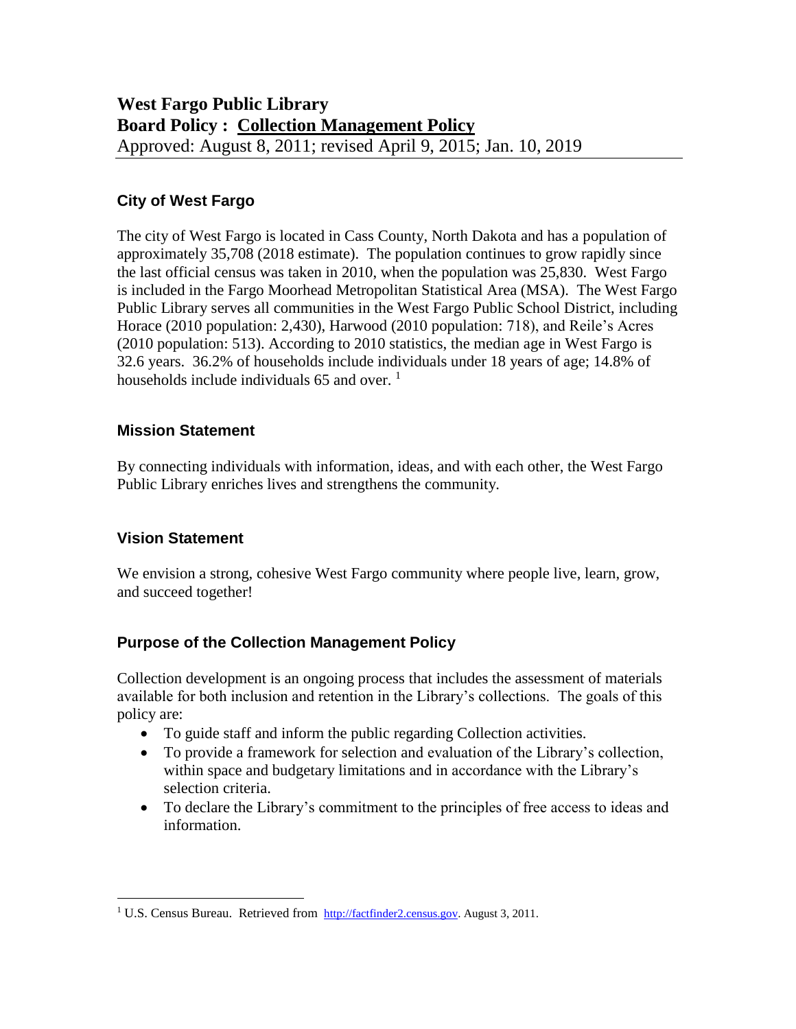# West Fargo Public Library
# Board Policy : <u>Collection Management Policy</u>

Approved: August 8, 2011; revised April 9, 2015; Jan. 10, 2019

## City of West Fargo

The city of West Fargo is located in Cass County, North Dakota and has a population of approximately 35,708 (2018 estimate). The population continues to grow rapidly since the last official census was taken in 2010, when the population was 25,830. West Fargo is included in the Fargo Moorhead Metropolitan Statistical Area (MSA). The West Fargo Public Library serves all communities in the West Fargo Public School District, including Horace (2010 population: 2,430), Harwood (2010 population: 718), and Reile's Acres (2010 population: 513). According to 2010 statistics, the median age in West Fargo is 32.6 years. 36.2% of households include individuals under 18 years of age; 14.8% of households include individuals 65 and over. [1]

## Mission Statement

By connecting individuals with information, ideas, and with each other, the West Fargo Public Library enriches lives and strengthens the community.

## Vision Statement

We envision a strong, cohesive West Fargo community where people live, learn, grow, and succeed together!

## Purpose of the Collection Management Policy

Collection development is an ongoing process that includes the assessment of materials available for both inclusion and retention in the Library's collections. The goals of this policy are:

- To guide staff and inform the public regarding Collection activities.
- To provide a framework for selection and evaluation of the Library's collection, within space and budgetary limitations and in accordance with the Library's selection criteria.
- To declare the Library's commitment to the principles of free access to ideas and information.

---

[1] U.S. Census Bureau. Retrieved from http://factfinder2.census.gov. August 3, 2011.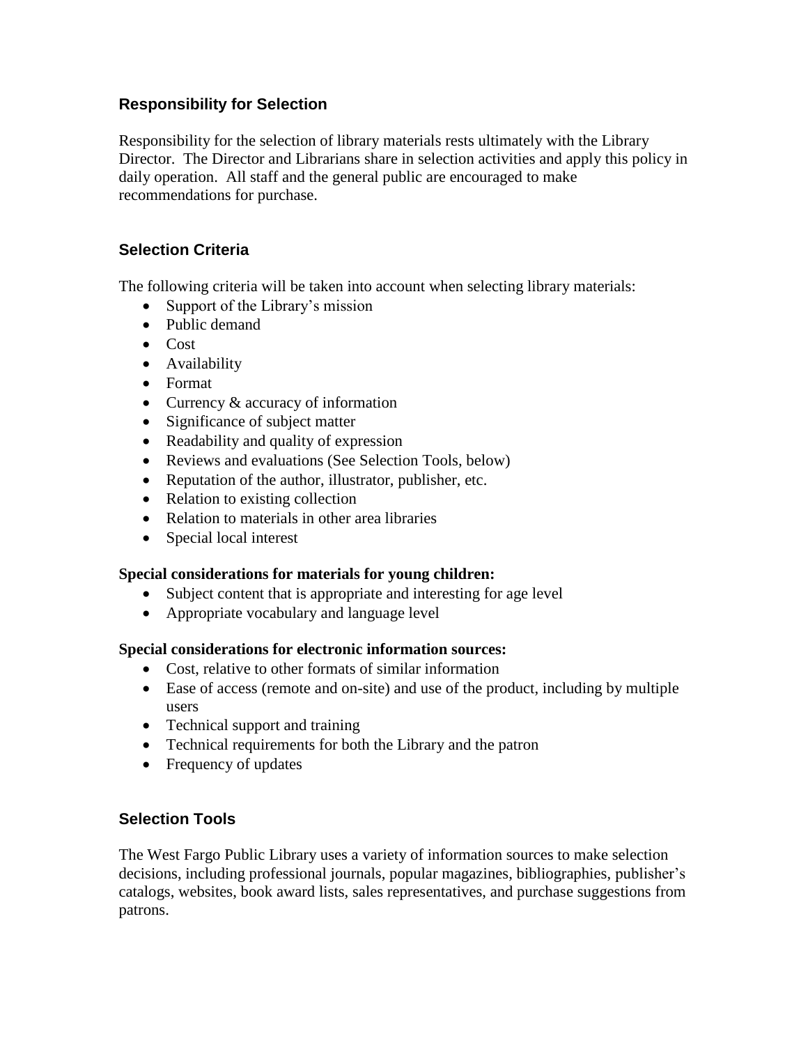## Responsibility for Selection

Responsibility for the selection of library materials rests ultimately with the Library Director. The Director and Librarians share in selection activities and apply this policy in daily operation. All staff and the general public are encouraged to make recommendations for purchase.

## Selection Criteria

The following criteria will be taken into account when selecting library materials:

- Support of the Library's mission
- Public demand
- Cost
- Availability
- Format
- Currency & accuracy of information
- Significance of subject matter
- Readability and quality of expression
- Reviews and evaluations (See Selection Tools, below)
- Reputation of the author, illustrator, publisher, etc.
- Relation to existing collection
- Relation to materials in other area libraries
- Special local interest

**Special considerations for materials for young children:**

- Subject content that is appropriate and interesting for age level
- Appropriate vocabulary and language level

**Special considerations for electronic information sources:**

- Cost, relative to other formats of similar information
- Ease of access (remote and on-site) and use of the product, including by multiple users
- Technical support and training
- Technical requirements for both the Library and the patron
- Frequency of updates

## Selection Tools

The West Fargo Public Library uses a variety of information sources to make selection decisions, including professional journals, popular magazines, bibliographies, publisher's catalogs, websites, book award lists, sales representatives, and purchase suggestions from patrons.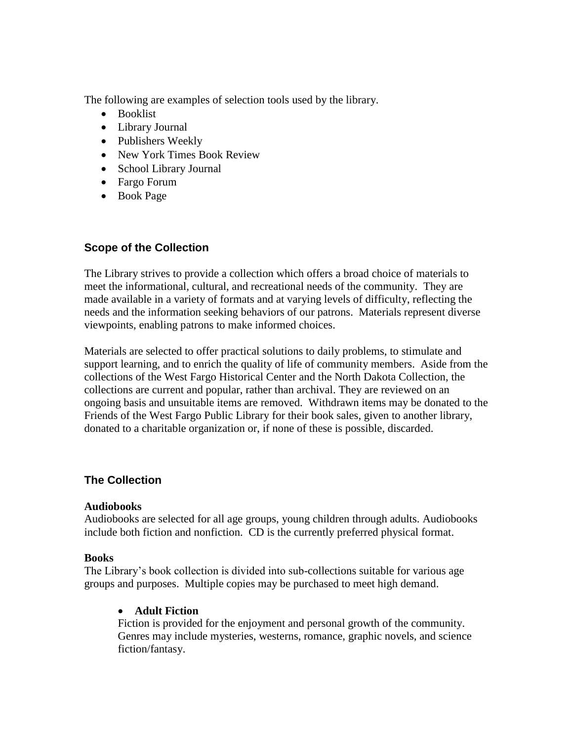The following are examples of selection tools used by the library.

- Booklist
- Library Journal
- Publishers Weekly
- New York Times Book Review
- School Library Journal
- Fargo Forum
- Book Page

## Scope of the Collection

The Library strives to provide a collection which offers a broad choice of materials to meet the informational, cultural, and recreational needs of the community. They are made available in a variety of formats and at varying levels of difficulty, reflecting the needs and the information seeking behaviors of our patrons. Materials represent diverse viewpoints, enabling patrons to make informed choices.

Materials are selected to offer practical solutions to daily problems, to stimulate and support learning, and to enrich the quality of life of community members. Aside from the collections of the West Fargo Historical Center and the North Dakota Collection, the collections are current and popular, rather than archival. They are reviewed on an ongoing basis and unsuitable items are removed. Withdrawn items may be donated to the Friends of the West Fargo Public Library for their book sales, given to another library, donated to a charitable organization or, if none of these is possible, discarded.

## The Collection

**Audiobooks**

Audiobooks are selected for all age groups, young children through adults. Audiobooks include both fiction and nonfiction. CD is the currently preferred physical format.

**Books**

The Library's book collection is divided into sub-collections suitable for various age groups and purposes. Multiple copies may be purchased to meet high demand.

- **Adult Fiction**

  Fiction is provided for the enjoyment and personal growth of the community. Genres may include mysteries, westerns, romance, graphic novels, and science fiction/fantasy.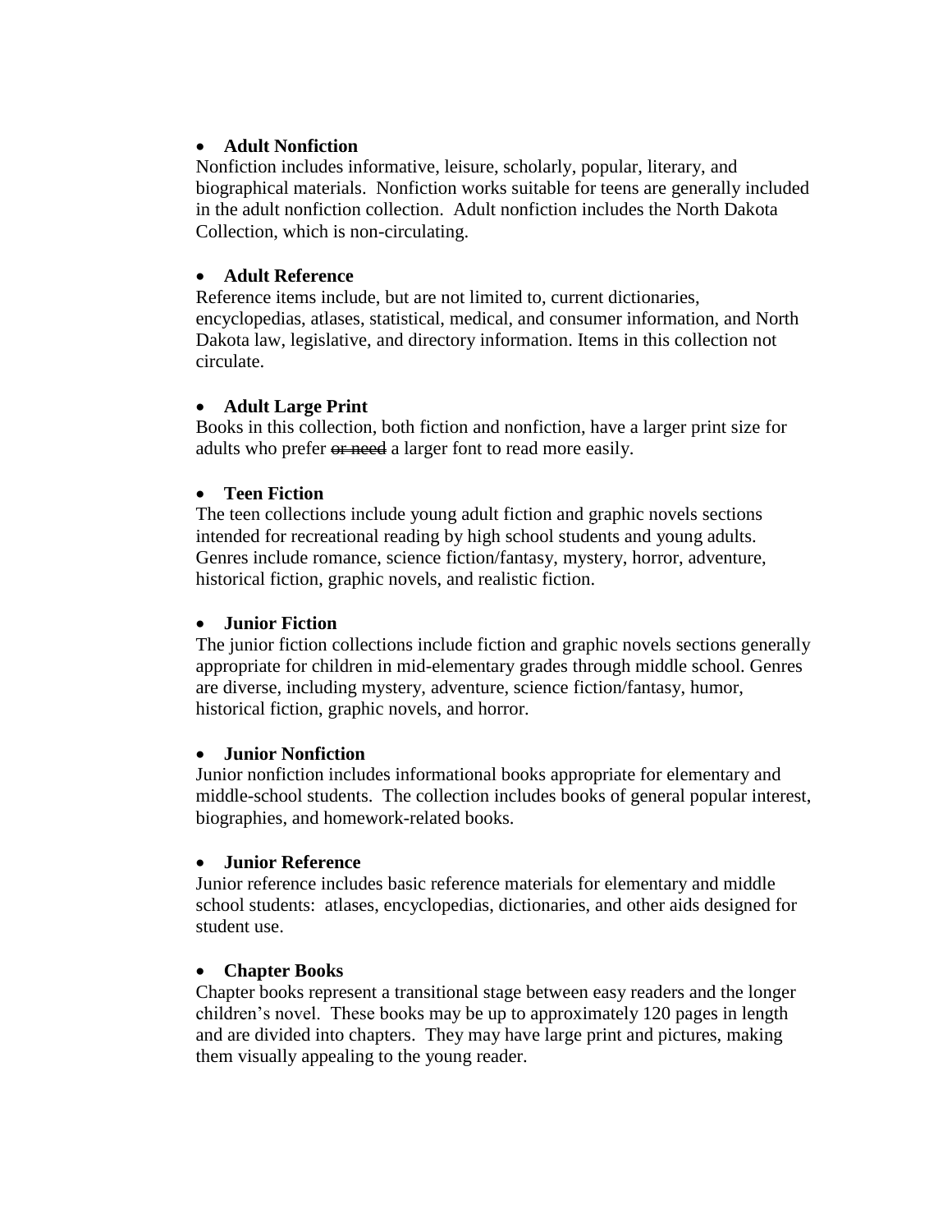- **Adult Nonfiction**

Nonfiction includes informative, leisure, scholarly, popular, literary, and biographical materials. Nonfiction works suitable for teens are generally included in the adult nonfiction collection. Adult nonfiction includes the North Dakota Collection, which is non-circulating.

- **Adult Reference**

Reference items include, but are not limited to, current dictionaries, encyclopedias, atlases, statistical, medical, and consumer information, and North Dakota law, legislative, and directory information. Items in this collection not circulate.

- **Adult Large Print**

Books in this collection, both fiction and nonfiction, have a larger print size for adults who prefer ~~or need~~ a larger font to read more easily.

- **Teen Fiction**

The teen collections include young adult fiction and graphic novels sections intended for recreational reading by high school students and young adults. Genres include romance, science fiction/fantasy, mystery, horror, adventure, historical fiction, graphic novels, and realistic fiction.

- **Junior Fiction**

The junior fiction collections include fiction and graphic novels sections generally appropriate for children in mid-elementary grades through middle school. Genres are diverse, including mystery, adventure, science fiction/fantasy, humor, historical fiction, graphic novels, and horror.

- **Junior Nonfiction**

Junior nonfiction includes informational books appropriate for elementary and middle-school students. The collection includes books of general popular interest, biographies, and homework-related books.

- **Junior Reference**

Junior reference includes basic reference materials for elementary and middle school students: atlases, encyclopedias, dictionaries, and other aids designed for student use.

- **Chapter Books**

Chapter books represent a transitional stage between easy readers and the longer children's novel. These books may be up to approximately 120 pages in length and are divided into chapters. They may have large print and pictures, making them visually appealing to the young reader.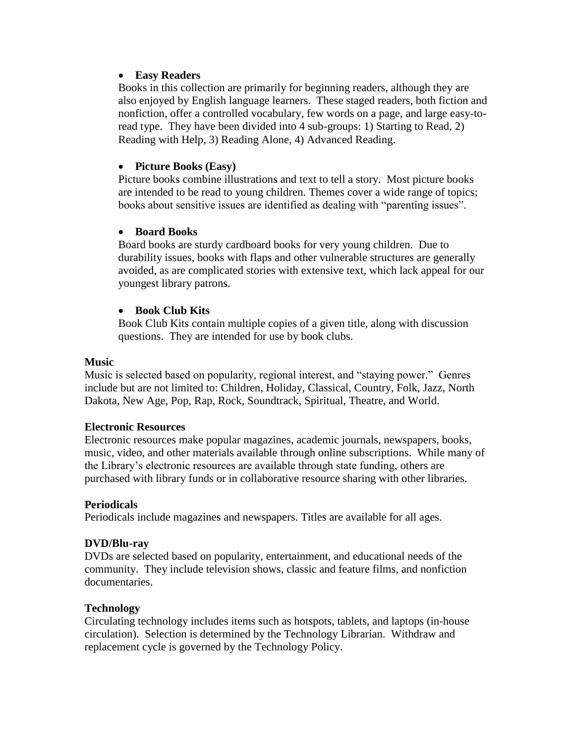- **Easy Readers**

  Books in this collection are primarily for beginning readers, although they are also enjoyed by English language learners. These staged readers, both fiction and nonfiction, offer a controlled vocabulary, few words on a page, and large easy-to-read type. They have been divided into 4 sub-groups: 1) Starting to Read, 2) Reading with Help, 3) Reading Alone, 4) Advanced Reading.

- **Picture Books (Easy)**

  Picture books combine illustrations and text to tell a story. Most picture books are intended to be read to young children. Themes cover a wide range of topics; books about sensitive issues are identified as dealing with "parenting issues".

- **Board Books**

  Board books are sturdy cardboard books for very young children. Due to durability issues, books with flaps and other vulnerable structures are generally avoided, as are complicated stories with extensive text, which lack appeal for our youngest library patrons.

- **Book Club Kits**

  Book Club Kits contain multiple copies of a given title, along with discussion questions. They are intended for use by book clubs.

**Music**

Music is selected based on popularity, regional interest, and "staying power." Genres include but are not limited to: Children, Holiday, Classical, Country, Folk, Jazz, North Dakota, New Age, Pop, Rap, Rock, Soundtrack, Spiritual, Theatre, and World.

**Electronic Resources**

Electronic resources make popular magazines, academic journals, newspapers, books, music, video, and other materials available through online subscriptions. While many of the Library's electronic resources are available through state funding, others are purchased with library funds or in collaborative resource sharing with other libraries.

**Periodicals**

Periodicals include magazines and newspapers. Titles are available for all ages.

**DVD/Blu-ray**

DVDs are selected based on popularity, entertainment, and educational needs of the community. They include television shows, classic and feature films, and nonfiction documentaries.

**Technology**

Circulating technology includes items such as hotspots, tablets, and laptops (in-house circulation). Selection is determined by the Technology Librarian. Withdraw and replacement cycle is governed by the Technology Policy.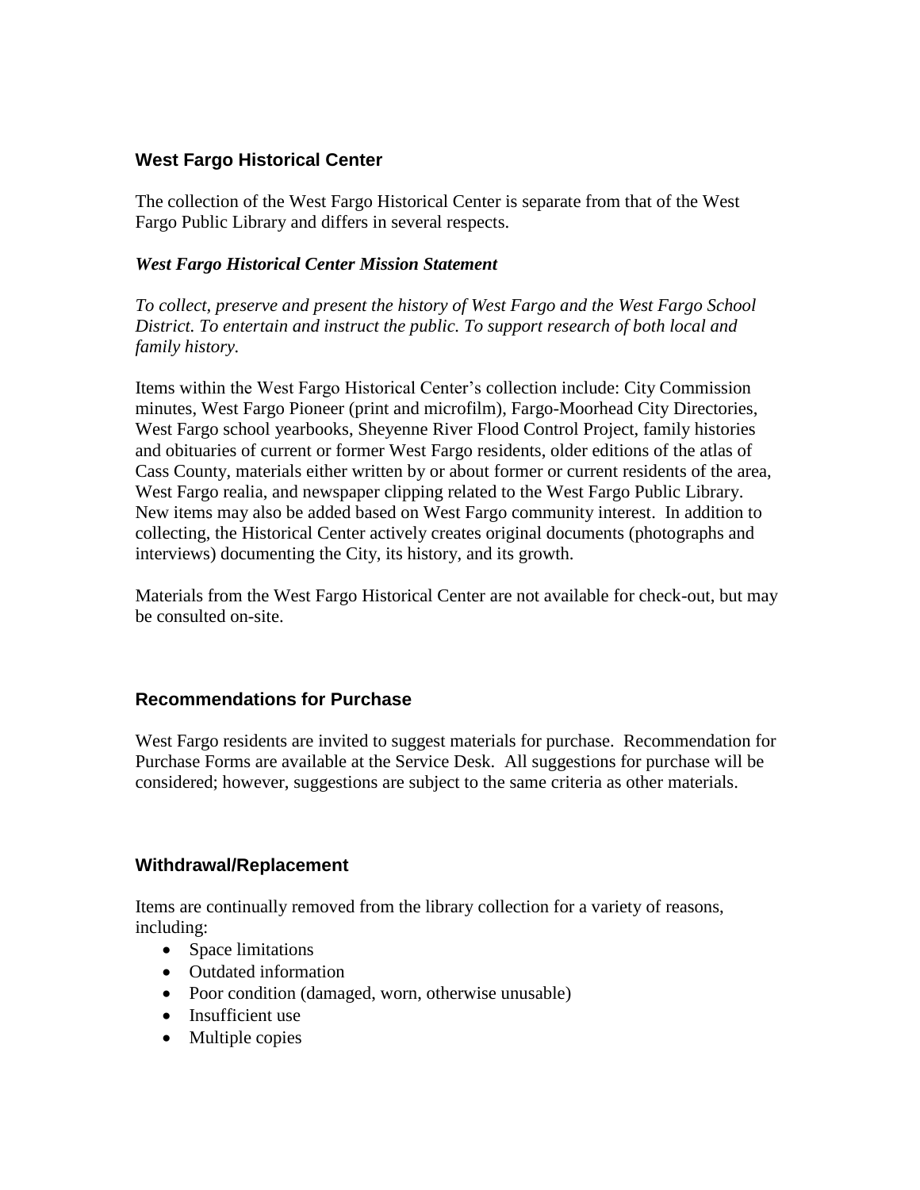## West Fargo Historical Center

The collection of the West Fargo Historical Center is separate from that of the West Fargo Public Library and differs in several respects.

### *West Fargo Historical Center Mission Statement*

*To collect, preserve and present the history of West Fargo and the West Fargo School District. To entertain and instruct the public. To support research of both local and family history.*

Items within the West Fargo Historical Center's collection include: City Commission minutes, West Fargo Pioneer (print and microfilm), Fargo-Moorhead City Directories, West Fargo school yearbooks, Sheyenne River Flood Control Project, family histories and obituaries of current or former West Fargo residents, older editions of the atlas of Cass County, materials either written by or about former or current residents of the area, West Fargo realia, and newspaper clipping related to the West Fargo Public Library. New items may also be added based on West Fargo community interest. In addition to collecting, the Historical Center actively creates original documents (photographs and interviews) documenting the City, its history, and its growth.

Materials from the West Fargo Historical Center are not available for check-out, but may be consulted on-site.

## Recommendations for Purchase

West Fargo residents are invited to suggest materials for purchase. Recommendation for Purchase Forms are available at the Service Desk. All suggestions for purchase will be considered; however, suggestions are subject to the same criteria as other materials.

## Withdrawal/Replacement

Items are continually removed from the library collection for a variety of reasons, including:

- Space limitations
- Outdated information
- Poor condition (damaged, worn, otherwise unusable)
- Insufficient use
- Multiple copies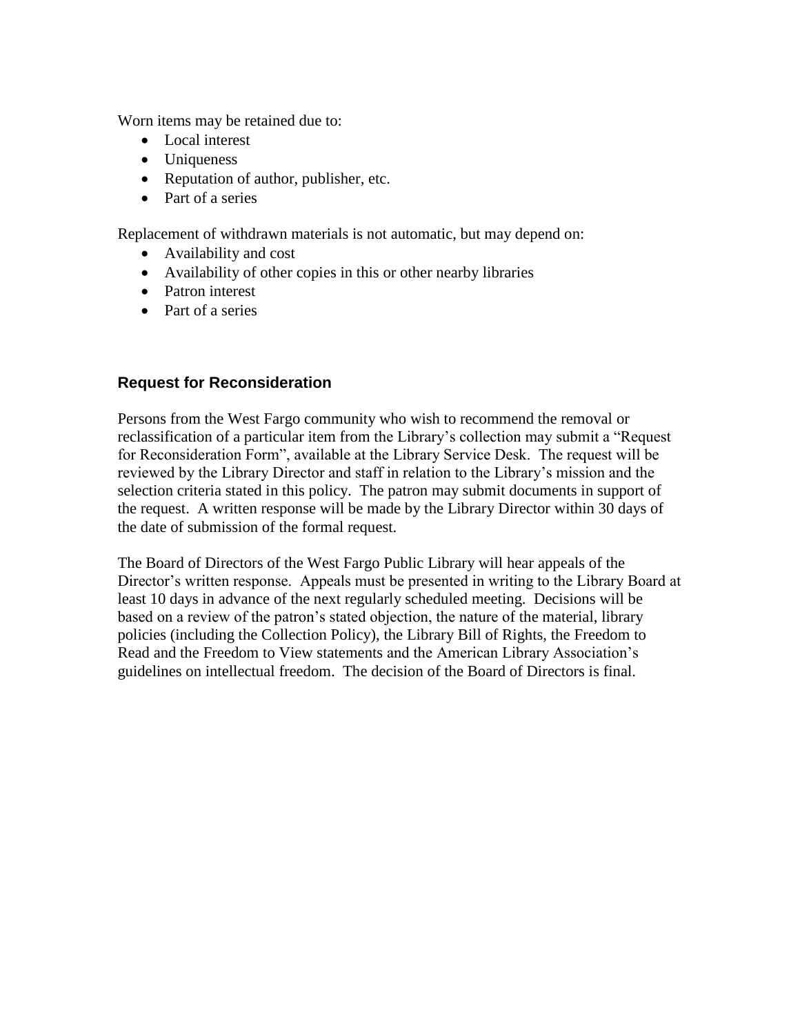Worn items may be retained due to:

- Local interest
- Uniqueness
- Reputation of author, publisher, etc.
- Part of a series

Replacement of withdrawn materials is not automatic, but may depend on:

- Availability and cost
- Availability of other copies in this or other nearby libraries
- Patron interest
- Part of a series

## Request for Reconsideration

Persons from the West Fargo community who wish to recommend the removal or reclassification of a particular item from the Library's collection may submit a "Request for Reconsideration Form", available at the Library Service Desk. The request will be reviewed by the Library Director and staff in relation to the Library's mission and the selection criteria stated in this policy. The patron may submit documents in support of the request. A written response will be made by the Library Director within 30 days of the date of submission of the formal request.

The Board of Directors of the West Fargo Public Library will hear appeals of the Director's written response. Appeals must be presented in writing to the Library Board at least 10 days in advance of the next regularly scheduled meeting. Decisions will be based on a review of the patron's stated objection, the nature of the material, library policies (including the Collection Policy), the Library Bill of Rights, the Freedom to Read and the Freedom to View statements and the American Library Association's guidelines on intellectual freedom. The decision of the Board of Directors is final.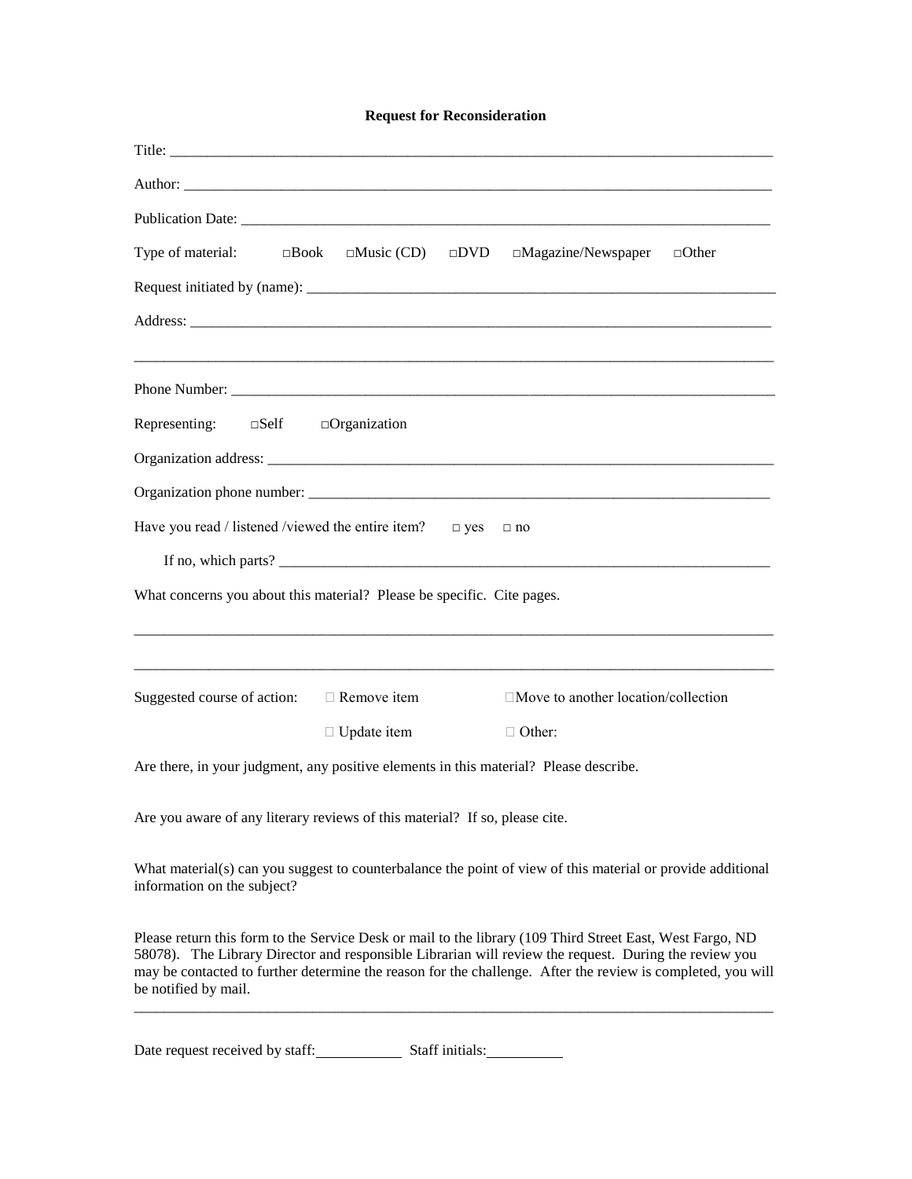**Request for Reconsideration**

Title: ___________________________________________________________________________

Author: _________________________________________________________________________

Publication Date: _________________________________________________________________

Type of material: □Book □Music (CD) □DVD □Magazine/Newspaper □Other

Request initiated by (name): _______________________________________________________

Address: _________________________________________________________________________

_________________________________________________________________________________

Phone Number: ____________________________________________________________________

Representing: □Self □Organization

Organization address: ______________________________________________________________

Organization phone number: _________________________________________________________

Have you read / listened /viewed the entire item? □ yes □ no

If no, which parts? ___________________________________________________________

What concerns you about this material? Please be specific. Cite pages.

_________________________________________________________________________________

_________________________________________________________________________________

Suggested course of action: □ Remove item □Move to another location/collection

□ Update item □ Other:

Are there, in your judgment, any positive elements in this material? Please describe.

Are you aware of any literary reviews of this material? If so, please cite.

What material(s) can you suggest to counterbalance the point of view of this material or provide additional information on the subject?

Please return this form to the Service Desk or mail to the library (109 Third Street East, West Fargo, ND 58078). The Library Director and responsible Librarian will review the request. During the review you may be contacted to further determine the reason for the challenge. After the review is completed, you will be notified by mail.

_________________________________________________________________________________

Date request received by staff:____________ Staff initials:__________